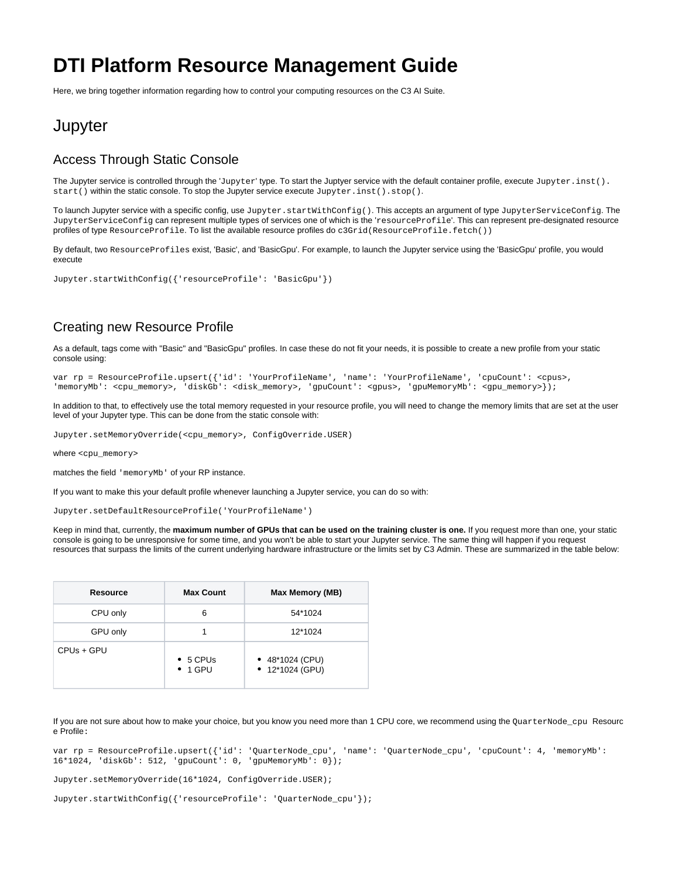# DTI Platform Resource Management Guide

Here, we bring together information regarding how to control your computing resources on the C3 AI Suite.

## Jupyter

### Access Through Static Console

The Jupyter service is controlled through the '`Jupyter`' type. To start the Juptyer service with the default container profile, execute `Jupyter.inst().start()` within the static console. To stop the Jupyter service execute `Jupyter.inst().stop()`.

To launch Jupyter service with a specific config, use `Jupyter.startWithConfig()`. This accepts an argument of type `JupyterServiceConfig`. The `JupyterServiceConfig` can represent multiple types of services one of which is the '`resourceProfile`'. This can represent pre-designated resource profiles of type `ResourceProfile`. To list the available resource profiles do `c3Grid(ResourceProfile.fetch())`

By default, two `ResourceProfiles` exist, 'Basic', and 'BasicGpu'. For example, to launch the Jupyter service using the 'BasicGpu' profile, you would execute

```
Jupyter.startWithConfig({'resourceProfile': 'BasicGpu'})
```

### Creating new Resource Profile

As a default, tags come with "Basic" and "BasicGpu" profiles. In case these do not fit your needs, it is possible to create a new profile from your static console using:

```
var rp = ResourceProfile.upsert({'id': 'YourProfileName', 'name': 'YourProfileName', 'cpuCount': <cpus>, 'memoryMb': <cpu_memory>, 'diskGb': <disk_memory>, 'gpuCount': <gpus>, 'gpuMemoryMb': <gpu_memory>});
```

In addition to that, to effectively use the total memory requested in your resource profile, you will need to change the memory limits that are set at the user level of your Jupyter type. This can be done from the static console with:

```
Jupyter.setMemoryOverride(<cpu_memory>, ConfigOverride.USER)
```

where `<cpu_memory>`

matches the field `'memoryMb'` of your RP instance.

If you want to make this your default profile whenever launching a Jupyter service, you can do so with:

```
Jupyter.setDefaultResourceProfile('YourProfileName')
```

Keep in mind that, currently, the **maximum number of GPUs that can be used on the training cluster is one.** If you request more than one, your static console is going to be unresponsive for some time, and you won't be able to start your Jupyter service. The same thing will happen if you request resources that surpass the limits of the current underlying hardware infrastructure or the limits set by C3 Admin. These are summarized in the table below:

| Resource | Max Count | Max Memory (MB) |
|---|---|---|
| CPU only | 6 | 54*1024 |
| GPU only | 1 | 12*1024 |
| CPUs + GPU | • 5 CPUs<br>• 1 GPU | • 48*1024 (CPU)<br>• 12*1024 (GPU) |

If you are not sure about how to make your choice, but you know you need more than 1 CPU core, we recommend using the `QuarterNode_cpu` Resource Profile:

```
var rp = ResourceProfile.upsert({'id': 'QuarterNode_cpu', 'name': 'QuarterNode_cpu', 'cpuCount': 4, 'memoryMb': 16*1024, 'diskGb': 512, 'gpuCount': 0, 'gpuMemoryMb': 0});
```

```
Jupyter.setMemoryOverride(16*1024, ConfigOverride.USER);
```

```
Jupyter.startWithConfig({'resourceProfile': 'QuarterNode_cpu'});
```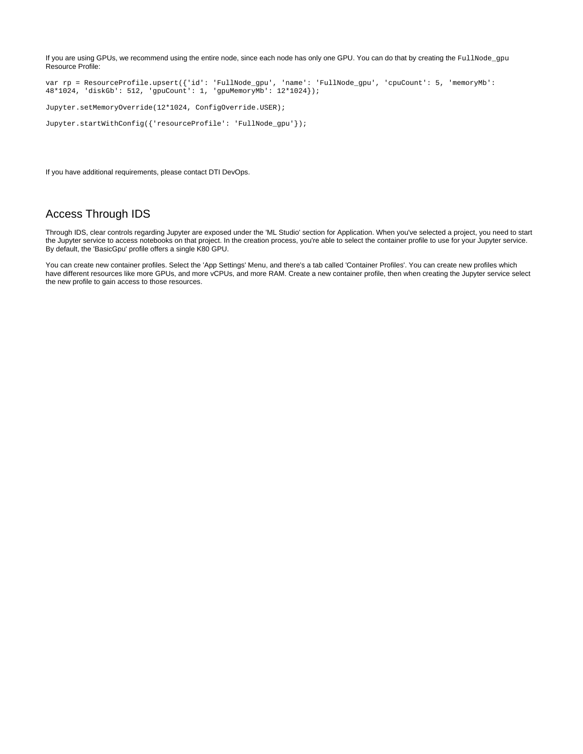If you are using GPUs, we recommend using the entire node, since each node has only one GPU. You can do that by creating the `FullNode_gpu` Resource Profile:

```
var rp = ResourceProfile.upsert({'id': 'FullNode_gpu', 'name': 'FullNode_gpu', 'cpuCount': 5, 'memoryMb': 48*1024, 'diskGb': 512, 'gpuCount': 1, 'gpuMemoryMb': 12*1024});

Jupyter.setMemoryOverride(12*1024, ConfigOverride.USER);

Jupyter.startWithConfig({'resourceProfile': 'FullNode_gpu'});
```

If you have additional requirements, please contact DTI DevOps.

## Access Through IDS

Through IDS, clear controls regarding Jupyter are exposed under the 'ML Studio' section for Application. When you've selected a project, you need to start the Jupyter service to access notebooks on that project. In the creation process, you're able to select the container profile to use for your Jupyter service. By default, the 'BasicGpu' profile offers a single K80 GPU.

You can create new container profiles. Select the 'App Settings' Menu, and there's a tab called 'Container Profiles'. You can create new profiles which have different resources like more GPUs, and more vCPUs, and more RAM. Create a new container profile, then when creating the Jupyter service select the new profile to gain access to those resources.